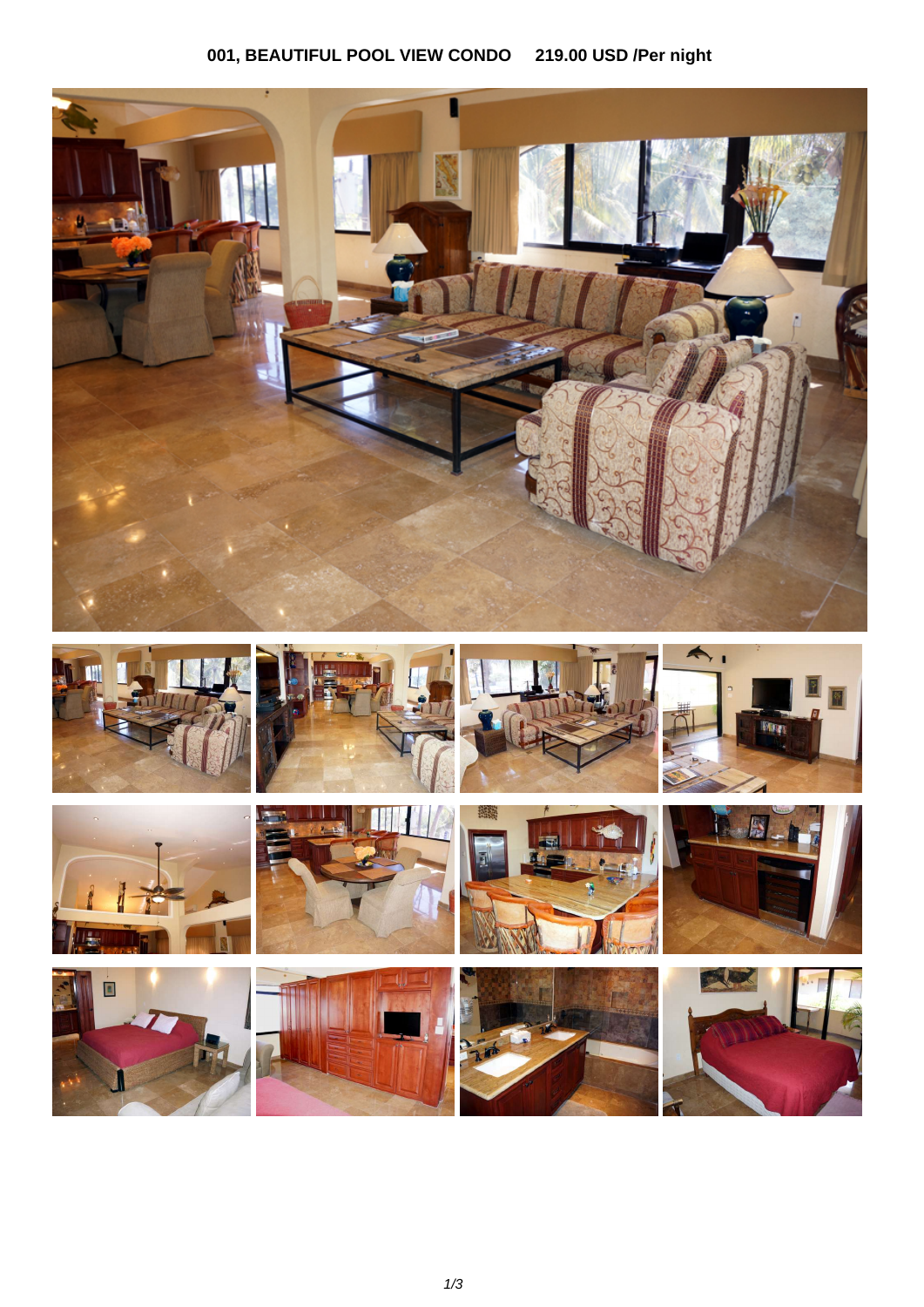**001, BEAUTIFUL POOL VIEW CONDO 219.00 USD /Per night**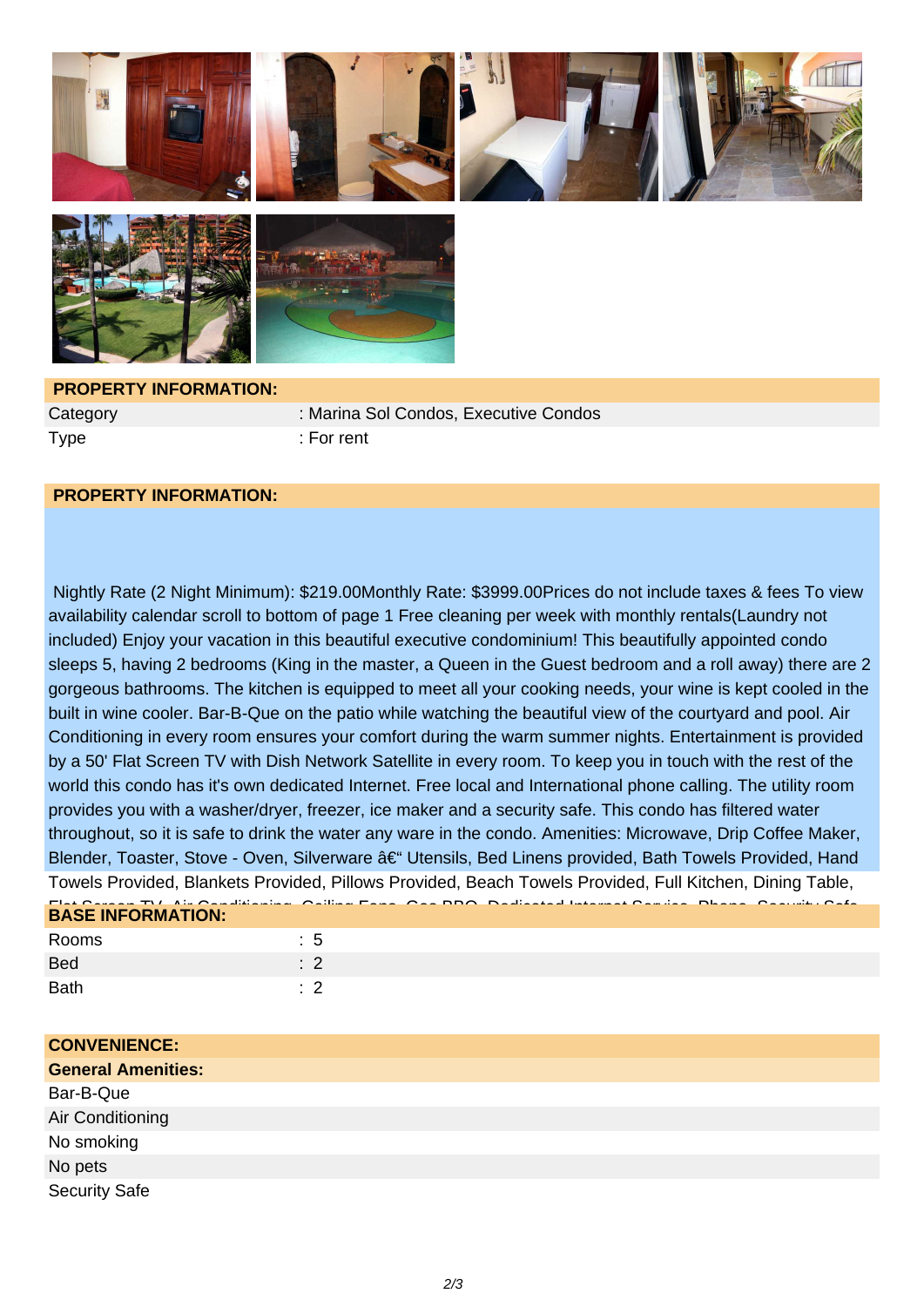## PROPERTY INFORMATION:

| | |
|---|---|
| Category | : Marina Sol Condos, Executive Condos |
| Type | : For rent |

## PROPERTY INFORMATION:

Nightly Rate (2 Night Minimum): $219.00Monthly Rate: $3999.00Prices do not include taxes & fees To view availability calendar scroll to bottom of page 1 Free cleaning per week with monthly rentals(Laundry not included) Enjoy your vacation in this beautiful executive condominium! This beautifully appointed condo sleeps 5, having 2 bedrooms (King in the master, a Queen in the Guest bedroom and a roll away) there are 2 gorgeous bathrooms. The kitchen is equipped to meet all your cooking needs, your wine is kept cooled in the built in wine cooler. Bar-B-Que on the patio while watching the beautiful view of the courtyard and pool. Air Conditioning in every room ensures your comfort during the warm summer nights. Entertainment is provided by a 50' Flat Screen TV with Dish Network Satellite in every room. To keep you in touch with the rest of the world this condo has it's own dedicated Internet. Free local and International phone calling. The utility room provides you with a washer/dryer, freezer, ice maker and a security safe. This condo has filtered water throughout, so it is safe to drink the water any ware in the condo. Amenities: Microwave, Drip Coffee Maker, Blender, Toaster, Stove - Oven, Silverware â€“ Utensils, Bed Linens provided, Bath Towels Provided, Hand Towels Provided, Blankets Provided, Pillows Provided, Beach Towels Provided, Full Kitchen, Dining Table,

## BASE INFORMATION:

| | |
|---|---|
| Rooms | : 5 |
| Bed | : 2 |
| Bath | : 2 |

## CONVENIENCE:

**General Amenities:**

- Bar-B-Que
- Air Conditioning
- No smoking
- No pets
- Security Safe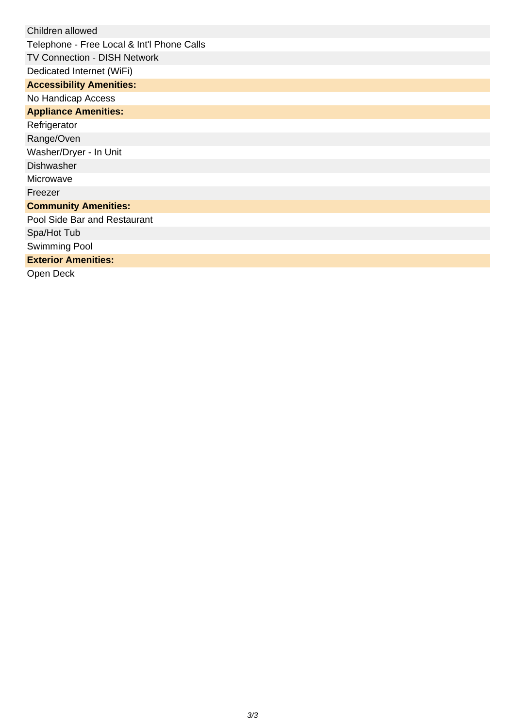Children allowed

Telephone - Free Local & Int'l Phone Calls

TV Connection - DISH Network

Dedicated Internet (WiFi)

**Accessibility Amenities:**

No Handicap Access

**Appliance Amenities:**

Refrigerator

Range/Oven

Washer/Dryer - In Unit

Dishwasher

Microwave

Freezer

**Community Amenities:**

Pool Side Bar and Restaurant

Spa/Hot Tub

Swimming Pool

**Exterior Amenities:**

Open Deck